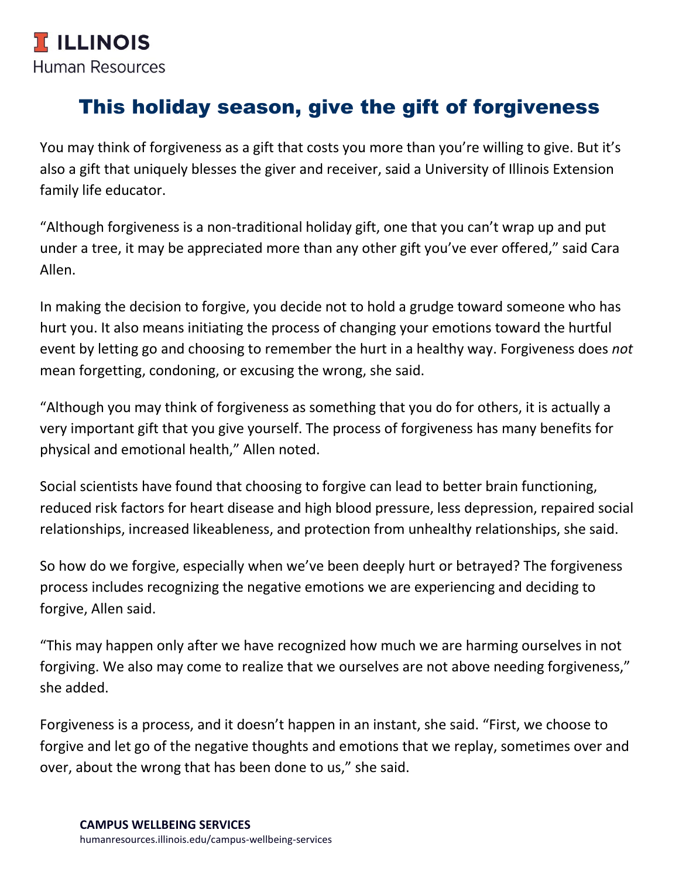# This holiday season, give the gift of forgiveness

You may think of forgiveness as a gift that costs you more than you're willing to give. But it's also a gift that uniquely blesses the giver and receiver, said a University of Illinois Extension family life educator.

"Although forgiveness is a non-traditional holiday gift, one that you can't wrap up and put under a tree, it may be appreciated more than any other gift you've ever offered," said Cara Allen.

In making the decision to forgive, you decide not to hold a grudge toward someone who has hurt you. It also means initiating the process of changing your emotions toward the hurtful event by letting go and choosing to remember the hurt in a healthy way. Forgiveness does *not* mean forgetting, condoning, or excusing the wrong, she said.

"Although you may think of forgiveness as something that you do for others, it is actually a very important gift that you give yourself. The process of forgiveness has many benefits for physical and emotional health," Allen noted.

Social scientists have found that choosing to forgive can lead to better brain functioning, reduced risk factors for heart disease and high blood pressure, less depression, repaired social relationships, increased likeableness, and protection from unhealthy relationships, she said.

So how do we forgive, especially when we've been deeply hurt or betrayed? The forgiveness process includes recognizing the negative emotions we are experiencing and deciding to forgive, Allen said.

"This may happen only after we have recognized how much we are harming ourselves in not forgiving. We also may come to realize that we ourselves are not above needing forgiveness," she added.

Forgiveness is a process, and it doesn't happen in an instant, she said. "First, we choose to forgive and let go of the negative thoughts and emotions that we replay, sometimes over and over, about the wrong that has been done to us," she said.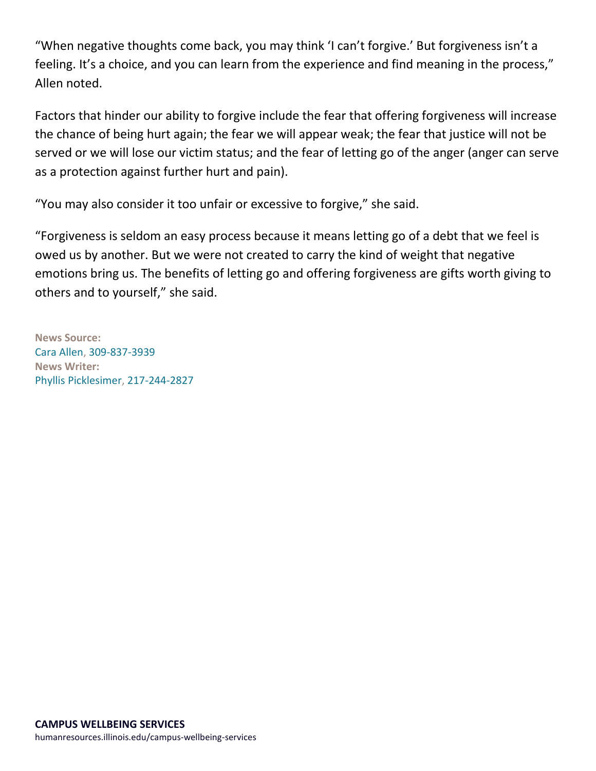"When negative thoughts come back, you may think 'I can't forgive.' But forgiveness isn't a feeling. It's a choice, and you can learn from the experience and find meaning in the process," Allen noted.

Factors that hinder our ability to forgive include the fear that offering forgiveness will increase the chance of being hurt again; the fear we will appear weak; the fear that justice will not be served or we will lose our victim status; and the fear of letting go of the anger (anger can serve as a protection against further hurt and pain).

"You may also consider it too unfair or excessive to forgive," she said.

"Forgiveness is seldom an easy process because it means letting go of a debt that we feel is owed us by another. But we were not created to carry the kind of weight that negative emotions bring us. The benefits of letting go and offering forgiveness are gifts worth giving to others and to yourself," she said.

**News Source:**
Cara Allen, 309-837-3939
**News Writer:**
Phyllis Picklesimer, 217-244-2827

**CAMPUS WELLBEING SERVICES**
humanresources.illinois.edu/campus-wellbeing-services